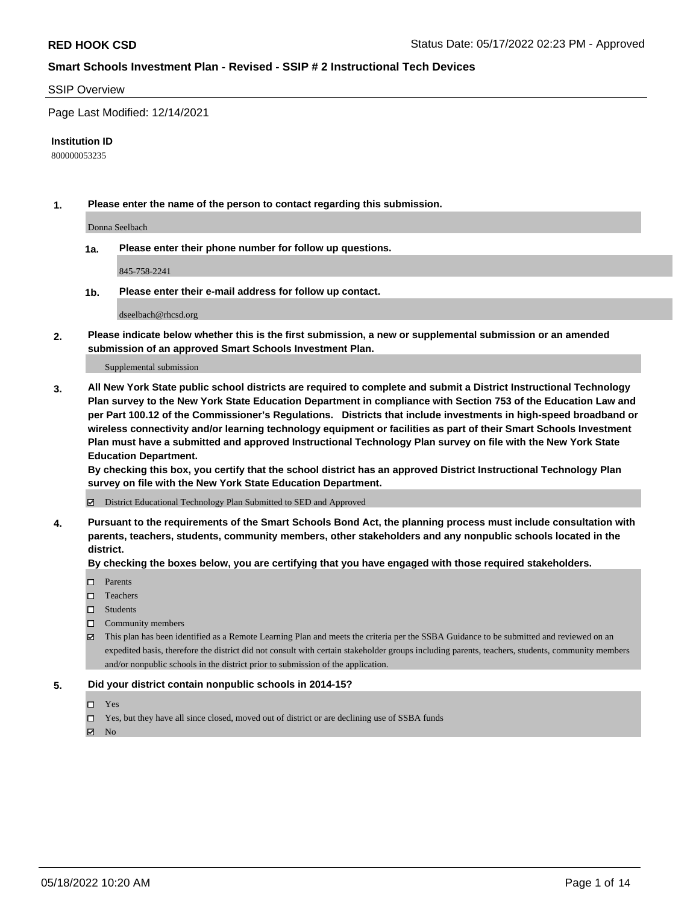## SSIP Overview

Page Last Modified: 12/14/2021

**Institution ID**

800000053235

**1. Please enter the name of the person to contact regarding this submission.**

Donna Seelbach

**1a. Please enter their phone number for follow up questions.**

845-758-2241

**1b. Please enter their e-mail address for follow up contact.**

dseelbach@rhcsd.org

**2. Please indicate below whether this is the first submission, a new or supplemental submission or an amended submission of an approved Smart Schools Investment Plan.**

Supplemental submission

**3. All New York State public school districts are required to complete and submit a District Instructional Technology Plan survey to the New York State Education Department in compliance with Section 753 of the Education Law and per Part 100.12 of the Commissioner's Regulations. Districts that include investments in high-speed broadband or wireless connectivity and/or learning technology equipment or facilities as part of their Smart Schools Investment Plan must have a submitted and approved Instructional Technology Plan survey on file with the New York State Education Department.**
**By checking this box, you certify that the school district has an approved District Instructional Technology Plan survey on file with the New York State Education Department.**

- [x] District Educational Technology Plan Submitted to SED and Approved

**4. Pursuant to the requirements of the Smart Schools Bond Act, the planning process must include consultation with parents, teachers, students, community members, other stakeholders and any nonpublic schools located in the district.**
**By checking the boxes below, you are certifying that you have engaged with those required stakeholders.**

- [ ] Parents
- [ ] Teachers
- [ ] Students
- [ ] Community members
- [x] This plan has been identified as a Remote Learning Plan and meets the criteria per the SSBA Guidance to be submitted and reviewed on an expedited basis, therefore the district did not consult with certain stakeholder groups including parents, teachers, students, community members and/or nonpublic schools in the district prior to submission of the application.

**5. Did your district contain nonpublic schools in 2014-15?**

- [ ] Yes
- [ ] Yes, but they have all since closed, moved out of district or are declining use of SSBA funds
- [x] No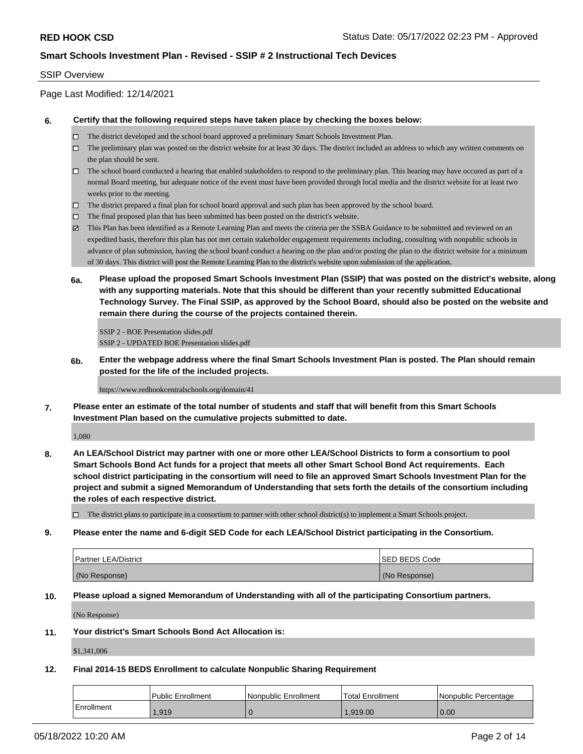## Smart Schools Investment Plan - Revised - SSIP # 2 Instructional Tech Devices

SSIP Overview

Page Last Modified: 12/14/2021

**6. Certify that the following required steps have taken place by checking the boxes below:**

- ☐ The district developed and the school board approved a preliminary Smart Schools Investment Plan.
- ☐ The preliminary plan was posted on the district website for at least 30 days. The district included an address to which any written comments on the plan should be sent.
- ☐ The school board conducted a hearing that enabled stakeholders to respond to the preliminary plan. This hearing may have occured as part of a normal Board meeting, but adequate notice of the event must have been provided through local media and the district website for at least two weeks prior to the meeting.
- ☐ The district prepared a final plan for school board approval and such plan has been approved by the school board.
- ☐ The final proposed plan that has been submitted has been posted on the district's website.
- ☑ This Plan has been identified as a Remote Learning Plan and meets the criteria per the SSBA Guidance to be submitted and reviewed on an expedited basis, therefore this plan has not met certain stakeholder engagement requirements including, consulting with nonpublic schools in advance of plan submission, having the school board conduct a hearing on the plan and/or posting the plan to the district website for a minimum of 30 days. This district will post the Remote Learning Plan to the district's website upon submission of the application.

**6a. Please upload the proposed Smart Schools Investment Plan (SSIP) that was posted on the district's website, along with any supporting materials. Note that this should be different than your recently submitted Educational Technology Survey. The Final SSIP, as approved by the School Board, should also be posted on the website and remain there during the course of the projects contained therein.**

SSIP 2 - BOE Presentation slides.pdf
SSIP 2 - UPDATED BOE Presentation slides.pdf

**6b. Enter the webpage address where the final Smart Schools Investment Plan is posted. The Plan should remain posted for the life of the included projects.**

https://www.redhookcentralschools.org/domain/41

**7. Please enter an estimate of the total number of students and staff that will benefit from this Smart Schools Investment Plan based on the cumulative projects submitted to date.**

1,080

**8. An LEA/School District may partner with one or more other LEA/School Districts to form a consortium to pool Smart Schools Bond Act funds for a project that meets all other Smart School Bond Act requirements. Each school district participating in the consortium will need to file an approved Smart Schools Investment Plan for the project and submit a signed Memorandum of Understanding that sets forth the details of the consortium including the roles of each respective district.**

- ☐ The district plans to participate in a consortium to partner with other school district(s) to implement a Smart Schools project.

**9. Please enter the name and 6-digit SED Code for each LEA/School District participating in the Consortium.**

| Partner LEA/District | SED BEDS Code |
|---|---|
| (No Response) | (No Response) |

**10. Please upload a signed Memorandum of Understanding with all of the participating Consortium partners.**

(No Response)

**11. Your district's Smart Schools Bond Act Allocation is:**

$1,341,006

**12. Final 2014-15 BEDS Enrollment to calculate Nonpublic Sharing Requirement**

| | Public Enrollment | Nonpublic Enrollment | Total Enrollment | Nonpublic Percentage |
|---|---|---|---|---|
| Enrollment | 1,919 | 0 | 1,919.00 | 0.00 |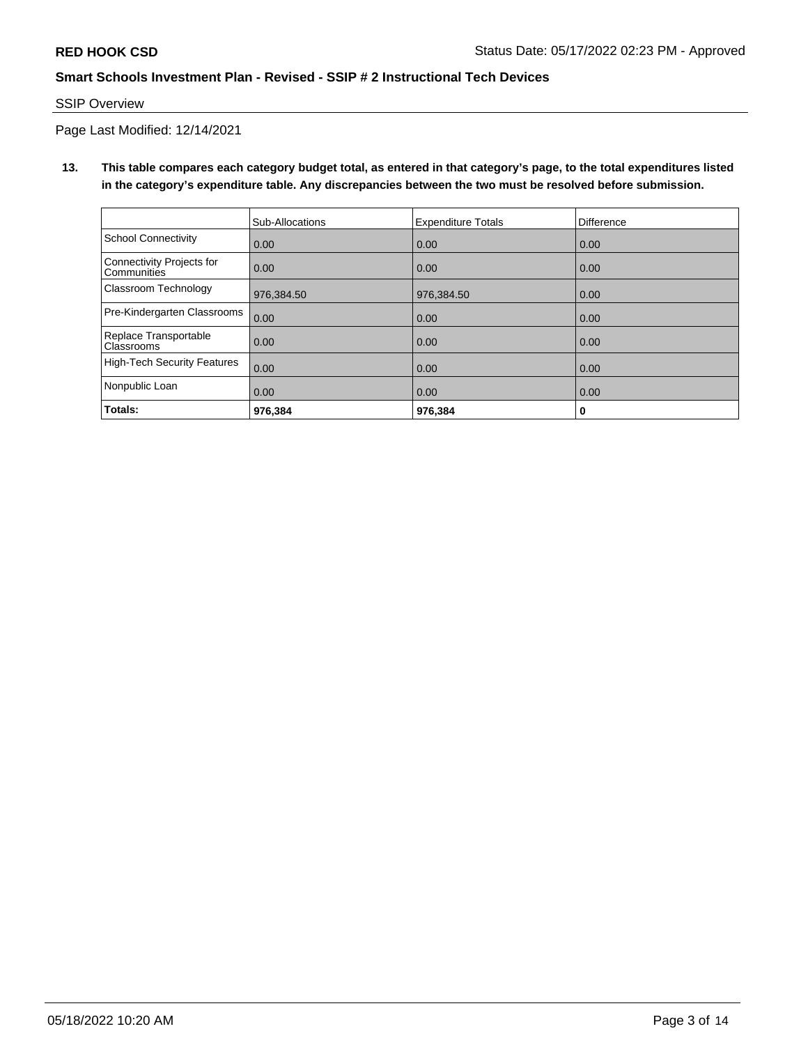RED HOOK CSD

Status Date: 05/17/2022 02:23 PM - Approved

**Smart Schools Investment Plan - Revised - SSIP # 2 Instructional Tech Devices**

SSIP Overview

Page Last Modified: 12/14/2021

**13. This table compares each category budget total, as entered in that category's page, to the total expenditures listed in the category's expenditure table. Any discrepancies between the two must be resolved before submission.**

| | Sub-Allocations | Expenditure Totals | Difference |
|---|---|---|---|
| School Connectivity | 0.00 | 0.00 | 0.00 |
| Connectivity Projects for Communities | 0.00 | 0.00 | 0.00 |
| Classroom Technology | 976,384.50 | 976,384.50 | 0.00 |
| Pre-Kindergarten Classrooms | 0.00 | 0.00 | 0.00 |
| Replace Transportable Classrooms | 0.00 | 0.00 | 0.00 |
| High-Tech Security Features | 0.00 | 0.00 | 0.00 |
| Nonpublic Loan | 0.00 | 0.00 | 0.00 |
| **Totals:** | **976,384** | **976,384** | **0** |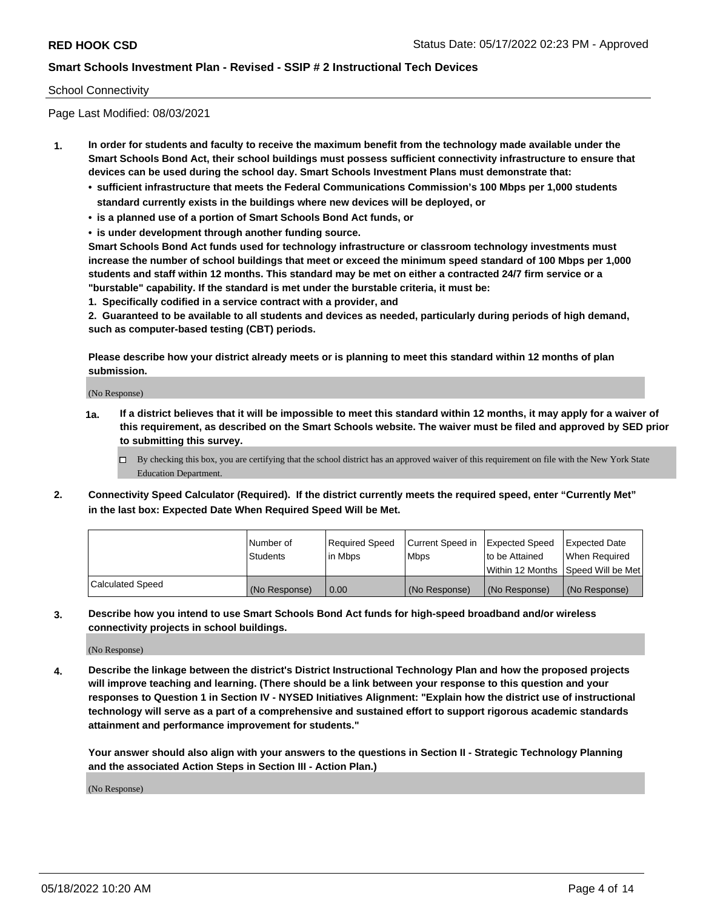## School Connectivity

Page Last Modified: 08/03/2021

1. **In order for students and faculty to receive the maximum benefit from the technology made available under the Smart Schools Bond Act, their school buildings must possess sufficient connectivity infrastructure to ensure that devices can be used during the school day. Smart Schools Investment Plans must demonstrate that:**
   - **sufficient infrastructure that meets the Federal Communications Commission's 100 Mbps per 1,000 students standard currently exists in the buildings where new devices will be deployed, or**
   - **is a planned use of a portion of Smart Schools Bond Act funds, or**
   - **is under development through another funding source.**

   **Smart Schools Bond Act funds used for technology infrastructure or classroom technology investments must increase the number of school buildings that meet or exceed the minimum speed standard of 100 Mbps per 1,000 students and staff within 12 months. This standard may be met on either a contracted 24/7 firm service or a "burstable" capability. If the standard is met under the burstable criteria, it must be:**

   **1. Specifically codified in a service contract with a provider, and**

   **2. Guaranteed to be available to all students and devices as needed, particularly during periods of high demand, such as computer-based testing (CBT) periods.**

   **Please describe how your district already meets or is planning to meet this standard within 12 months of plan submission.**

   (No Response)

   **1a. If a district believes that it will be impossible to meet this standard within 12 months, it may apply for a waiver of this requirement, as described on the Smart Schools website. The waiver must be filed and approved by SED prior to submitting this survey.**

   ☐ By checking this box, you are certifying that the school district has an approved waiver of this requirement on file with the New York State Education Department.

2. **Connectivity Speed Calculator (Required). If the district currently meets the required speed, enter "Currently Met" in the last box: Expected Date When Required Speed Will be Met.**

| | Number of Students | Required Speed in Mbps | Current Speed in Mbps | Expected Speed to be Attained Within 12 Months | Expected Date When Required Speed Will be Met |
|---|---|---|---|---|---|
| Calculated Speed | (No Response) | 0.00 | (No Response) | (No Response) | (No Response) |

3. **Describe how you intend to use Smart Schools Bond Act funds for high-speed broadband and/or wireless connectivity projects in school buildings.**

   (No Response)

4. **Describe the linkage between the district's District Instructional Technology Plan and how the proposed projects will improve teaching and learning. (There should be a link between your response to this question and your responses to Question 1 in Section IV - NYSED Initiatives Alignment: "Explain how the district use of instructional technology will serve as a part of a comprehensive and sustained effort to support rigorous academic standards attainment and performance improvement for students."**

   **Your answer should also align with your answers to the questions in Section II - Strategic Technology Planning and the associated Action Steps in Section III - Action Plan.)**

   (No Response)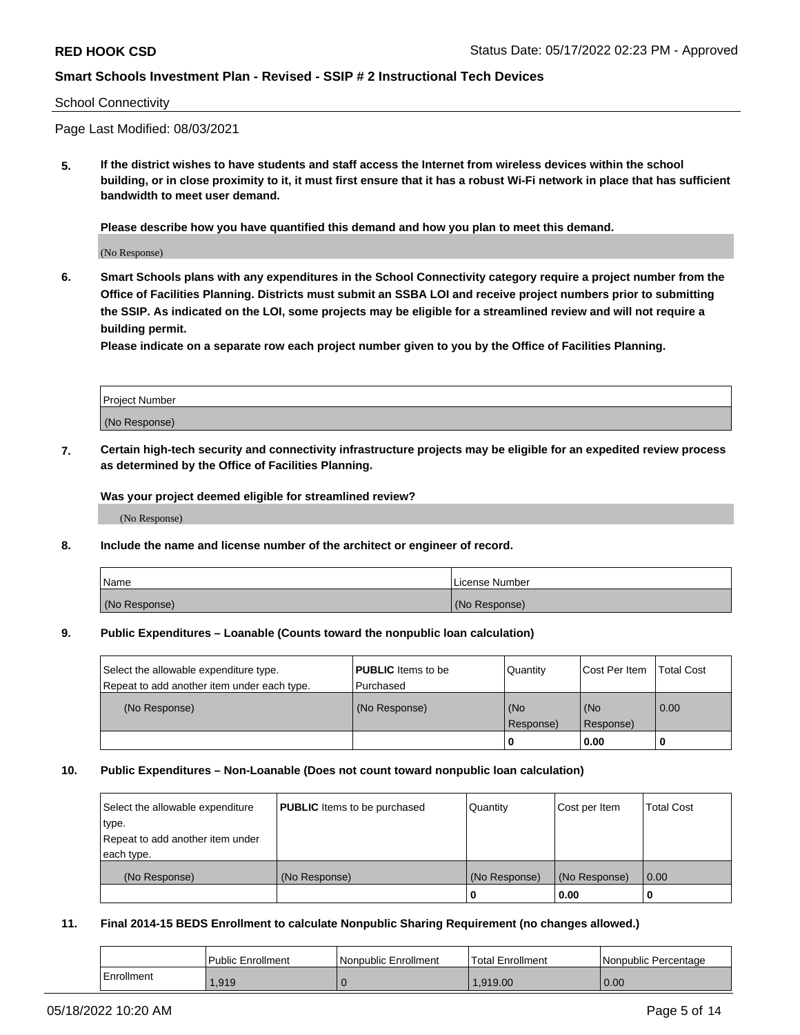School Connectivity

Page Last Modified: 08/03/2021

**5. If the district wishes to have students and staff access the Internet from wireless devices within the school building, or in close proximity to it, it must first ensure that it has a robust Wi-Fi network in place that has sufficient bandwidth to meet user demand.**

**Please describe how you have quantified this demand and how you plan to meet this demand.**

(No Response)

**6. Smart Schools plans with any expenditures in the School Connectivity category require a project number from the Office of Facilities Planning. Districts must submit an SSBA LOI and receive project numbers prior to submitting the SSIP. As indicated on the LOI, some projects may be eligible for a streamlined review and will not require a building permit.**

**Please indicate on a separate row each project number given to you by the Office of Facilities Planning.**

| Project Number |
| --- |
| (No Response) |

**7. Certain high-tech security and connectivity infrastructure projects may be eligible for an expedited review process as determined by the Office of Facilities Planning.**

**Was your project deemed eligible for streamlined review?**

(No Response)

**8. Include the name and license number of the architect or engineer of record.**

| Name | License Number |
| --- | --- |
| (No Response) | (No Response) |

**9. Public Expenditures – Loanable (Counts toward the nonpublic loan calculation)**

| Select the allowable expenditure type. Repeat to add another item under each type. | **PUBLIC** Items to be Purchased | Quantity | Cost Per Item | Total Cost |
| --- | --- | --- | --- | --- |
| (No Response) | (No Response) | (No Response) | (No Response) | 0.00 |
| | | 0 | 0.00 | 0 |

**10. Public Expenditures – Non-Loanable (Does not count toward nonpublic loan calculation)**

| Select the allowable expenditure type. Repeat to add another item under each type. | **PUBLIC** Items to be purchased | Quantity | Cost per Item | Total Cost |
| --- | --- | --- | --- | --- |
| (No Response) | (No Response) | (No Response) | (No Response) | 0.00 |
| | | 0 | 0.00 | 0 |

**11. Final 2014-15 BEDS Enrollment to calculate Nonpublic Sharing Requirement (no changes allowed.)**

| | Public Enrollment | Nonpublic Enrollment | Total Enrollment | Nonpublic Percentage |
| --- | --- | --- | --- | --- |
| Enrollment | 1,919 | 0 | 1,919.00 | 0.00 |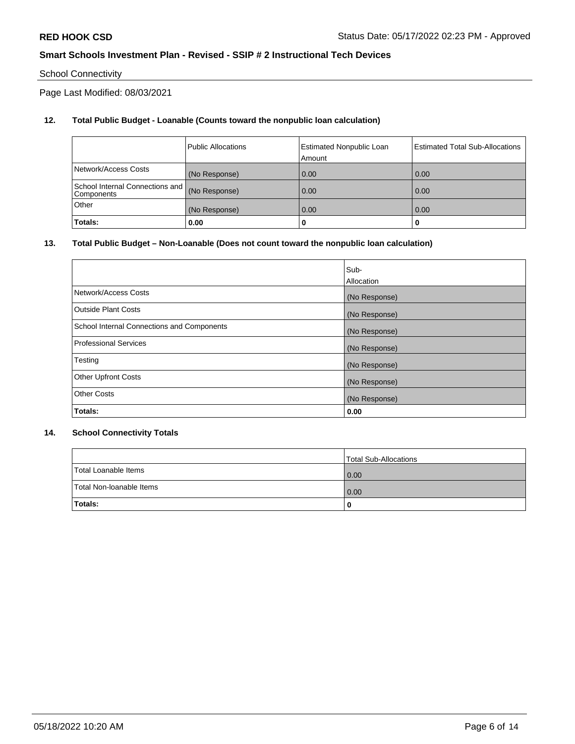**RED HOOK CSD**

Status Date: 05/17/2022 02:23 PM - Approved

**Smart Schools Investment Plan - Revised - SSIP # 2 Instructional Tech Devices**

School Connectivity

Page Last Modified: 08/03/2021

**12. Total Public Budget - Loanable (Counts toward the nonpublic loan calculation)**

| | Public Allocations | Estimated Nonpublic Loan Amount | Estimated Total Sub-Allocations |
|---|---|---|---|
| Network/Access Costs | (No Response) | 0.00 | 0.00 |
| School Internal Connections and Components | (No Response) | 0.00 | 0.00 |
| Other | (No Response) | 0.00 | 0.00 |
| **Totals:** | **0.00** | **0** | **0** |

**13. Total Public Budget – Non-Loanable (Does not count toward the nonpublic loan calculation)**

| | Sub-Allocation |
|---|---|
| Network/Access Costs | (No Response) |
| Outside Plant Costs | (No Response) |
| School Internal Connections and Components | (No Response) |
| Professional Services | (No Response) |
| Testing | (No Response) |
| Other Upfront Costs | (No Response) |
| Other Costs | (No Response) |
| **Totals:** | **0.00** |

**14. School Connectivity Totals**

| | Total Sub-Allocations |
|---|---|
| Total Loanable Items | 0.00 |
| Total Non-loanable Items | 0.00 |
| **Totals:** | **0** |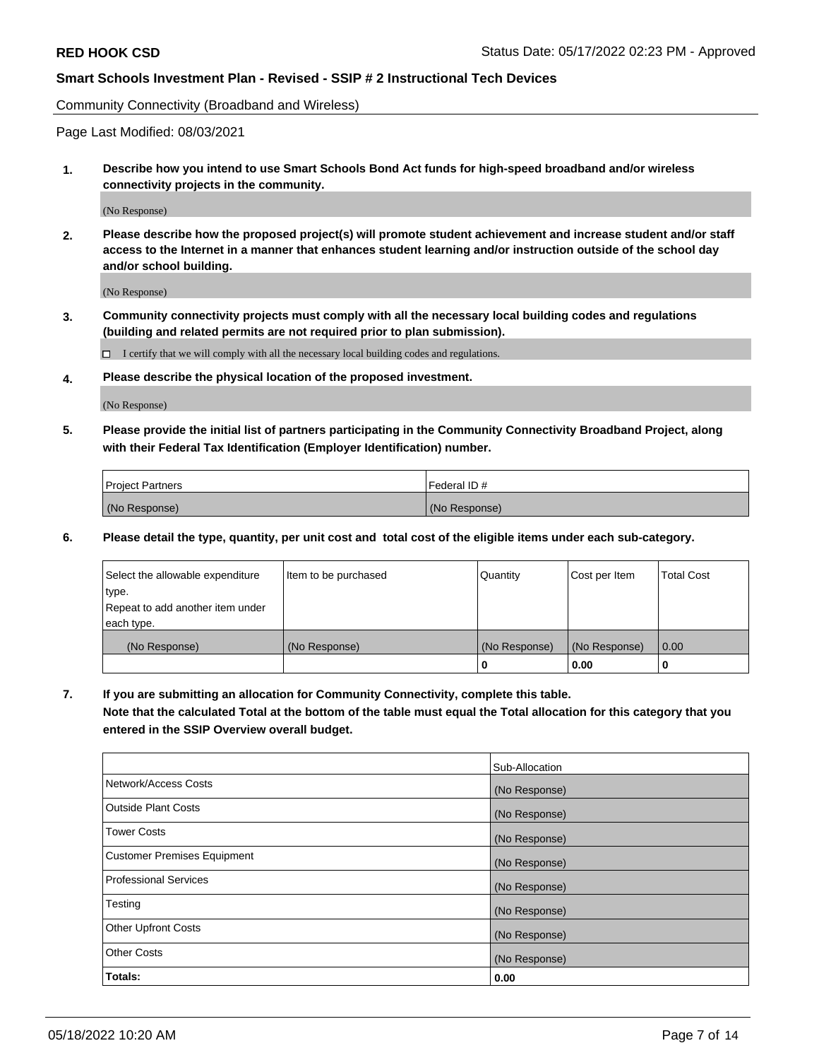**RED HOOK CSD** Status Date: 05/17/2022 02:23 PM - Approved

## Smart Schools Investment Plan - Revised - SSIP # 2 Instructional Tech Devices

Community Connectivity (Broadband and Wireless)

Page Last Modified: 08/03/2021

**1. Describe how you intend to use Smart Schools Bond Act funds for high-speed broadband and/or wireless connectivity projects in the community.**

(No Response)

**2. Please describe how the proposed project(s) will promote student achievement and increase student and/or staff access to the Internet in a manner that enhances student learning and/or instruction outside of the school day and/or school building.**

(No Response)

**3. Community connectivity projects must comply with all the necessary local building codes and regulations (building and related permits are not required prior to plan submission).**

☐ I certify that we will comply with all the necessary local building codes and regulations.

**4. Please describe the physical location of the proposed investment.**

(No Response)

**5. Please provide the initial list of partners participating in the Community Connectivity Broadband Project, along with their Federal Tax Identification (Employer Identification) number.**

| Project Partners | Federal ID # |
|---|---|
| (No Response) | (No Response) |

**6. Please detail the type, quantity, per unit cost and total cost of the eligible items under each sub-category.**

| Select the allowable expenditure type. Repeat to add another item under each type. | Item to be purchased | Quantity | Cost per Item | Total Cost |
|---|---|---|---|---|
| (No Response) | (No Response) | (No Response) | (No Response) | 0.00 |
| | | **0** | **0.00** | **0** |

**7. If you are submitting an allocation for Community Connectivity, complete this table. Note that the calculated Total at the bottom of the table must equal the Total allocation for this category that you entered in the SSIP Overview overall budget.**

| | Sub-Allocation |
|---|---|
| Network/Access Costs | (No Response) |
| Outside Plant Costs | (No Response) |
| Tower Costs | (No Response) |
| Customer Premises Equipment | (No Response) |
| Professional Services | (No Response) |
| Testing | (No Response) |
| Other Upfront Costs | (No Response) |
| Other Costs | (No Response) |
| **Totals:** | **0.00** |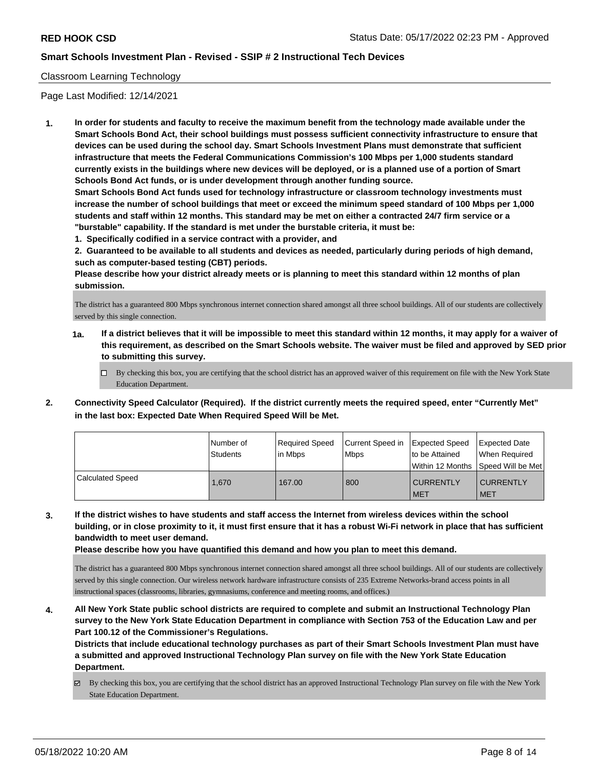Classroom Learning Technology

Page Last Modified: 12/14/2021

**1. In order for students and faculty to receive the maximum benefit from the technology made available under the Smart Schools Bond Act, their school buildings must possess sufficient connectivity infrastructure to ensure that devices can be used during the school day. Smart Schools Investment Plans must demonstrate that sufficient infrastructure that meets the Federal Communications Commission's 100 Mbps per 1,000 students standard currently exists in the buildings where new devices will be deployed, or is a planned use of a portion of Smart Schools Bond Act funds, or is under development through another funding source.**

**Smart Schools Bond Act funds used for technology infrastructure or classroom technology investments must increase the number of school buildings that meet or exceed the minimum speed standard of 100 Mbps per 1,000 students and staff within 12 months. This standard may be met on either a contracted 24/7 firm service or a "burstable" capability. If the standard is met under the burstable criteria, it must be:**

**1. Specifically codified in a service contract with a provider, and**

**2. Guaranteed to be available to all students and devices as needed, particularly during periods of high demand, such as computer-based testing (CBT) periods.**

**Please describe how your district already meets or is planning to meet this standard within 12 months of plan submission.**

The district has a guaranteed 800 Mbps synchronous internet connection shared amongst all three school buildings. All of our students are collectively served by this single connection.

**1a. If a district believes that it will be impossible to meet this standard within 12 months, it may apply for a waiver of this requirement, as described on the Smart Schools website. The waiver must be filed and approved by SED prior to submitting this survey.**

☐ By checking this box, you are certifying that the school district has an approved waiver of this requirement on file with the New York State Education Department.

**2. Connectivity Speed Calculator (Required). If the district currently meets the required speed, enter "Currently Met" in the last box: Expected Date When Required Speed Will be Met.**

| | Number of Students | Required Speed in Mbps | Current Speed in Mbps | Expected Speed to be Attained Within 12 Months | Expected Date When Required Speed Will be Met |
|---|---|---|---|---|---|
| Calculated Speed | 1,670 | 167.00 | 800 | CURRENTLY MET | CURRENTLY MET |

**3. If the district wishes to have students and staff access the Internet from wireless devices within the school building, or in close proximity to it, it must first ensure that it has a robust Wi-Fi network in place that has sufficient bandwidth to meet user demand.**

**Please describe how you have quantified this demand and how you plan to meet this demand.**

The district has a guaranteed 800 Mbps synchronous internet connection shared amongst all three school buildings. All of our students are collectively served by this single connection. Our wireless network hardware infrastructure consists of 235 Extreme Networks-brand access points in all instructional spaces (classrooms, libraries, gymnasiums, conference and meeting rooms, and offices.)

**4. All New York State public school districts are required to complete and submit an Instructional Technology Plan survey to the New York State Education Department in compliance with Section 753 of the Education Law and per Part 100.12 of the Commissioner's Regulations.**

**Districts that include educational technology purchases as part of their Smart Schools Investment Plan must have a submitted and approved Instructional Technology Plan survey on file with the New York State Education Department.**

☑ By checking this box, you are certifying that the school district has an approved Instructional Technology Plan survey on file with the New York State Education Department.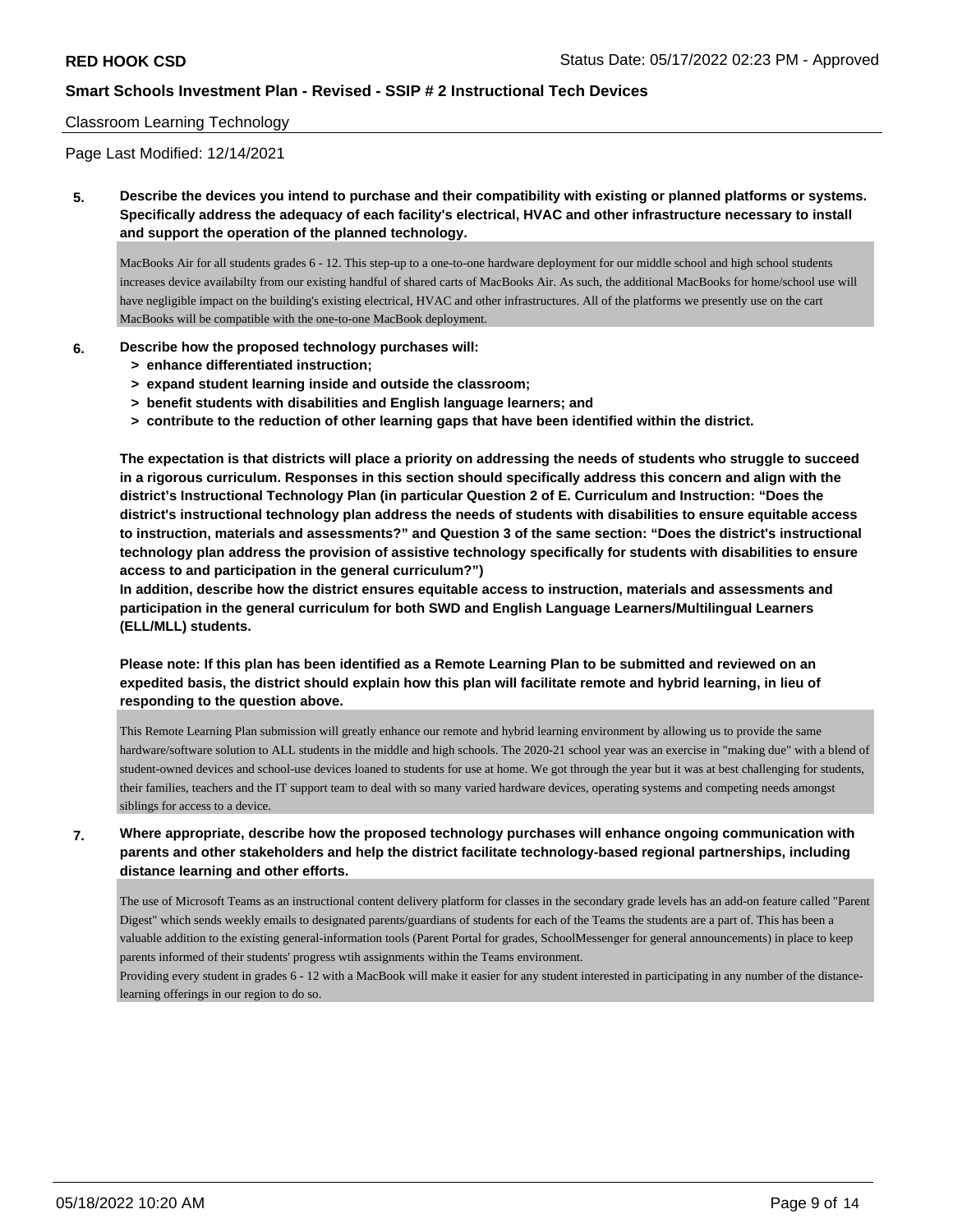Classroom Learning Technology

Page Last Modified: 12/14/2021

**5. Describe the devices you intend to purchase and their compatibility with existing or planned platforms or systems. Specifically address the adequacy of each facility's electrical, HVAC and other infrastructure necessary to install and support the operation of the planned technology.**

MacBooks Air for all students grades 6 - 12. This step-up to a one-to-one hardware deployment for our middle school and high school students increases device availabilty from our existing handful of shared carts of MacBooks Air. As such, the additional MacBooks for home/school use will have negligible impact on the building's existing electrical, HVAC and other infrastructures. All of the platforms we presently use on the cart MacBooks will be compatible with the one-to-one MacBook deployment.

**6. Describe how the proposed technology purchases will:**
- **> enhance differentiated instruction;**
- **> expand student learning inside and outside the classroom;**
- **> benefit students with disabilities and English language learners; and**
- **> contribute to the reduction of other learning gaps that have been identified within the district.**

**The expectation is that districts will place a priority on addressing the needs of students who struggle to succeed in a rigorous curriculum. Responses in this section should specifically address this concern and align with the district's Instructional Technology Plan (in particular Question 2 of E. Curriculum and Instruction: "Does the district's instructional technology plan address the needs of students with disabilities to ensure equitable access to instruction, materials and assessments?" and Question 3 of the same section: "Does the district's instructional technology plan address the provision of assistive technology specifically for students with disabilities to ensure access to and participation in the general curriculum?")**

**In addition, describe how the district ensures equitable access to instruction, materials and assessments and participation in the general curriculum for both SWD and English Language Learners/Multilingual Learners (ELL/MLL) students.**

**Please note: If this plan has been identified as a Remote Learning Plan to be submitted and reviewed on an expedited basis, the district should explain how this plan will facilitate remote and hybrid learning, in lieu of responding to the question above.**

This Remote Learning Plan submission will greatly enhance our remote and hybrid learning environment by allowing us to provide the same hardware/software solution to ALL students in the middle and high schools. The 2020-21 school year was an exercise in "making due" with a blend of student-owned devices and school-use devices loaned to students for use at home. We got through the year but it was at best challenging for students, their families, teachers and the IT support team to deal with so many varied hardware devices, operating systems and competing needs amongst siblings for access to a device.

**7. Where appropriate, describe how the proposed technology purchases will enhance ongoing communication with parents and other stakeholders and help the district facilitate technology-based regional partnerships, including distance learning and other efforts.**

The use of Microsoft Teams as an instructional content delivery platform for classes in the secondary grade levels has an add-on feature called "Parent Digest" which sends weekly emails to designated parents/guardians of students for each of the Teams the students are a part of. This has been a valuable addition to the existing general-information tools (Parent Portal for grades, SchoolMessenger for general announcements) in place to keep parents informed of their students' progress wtih assignments within the Teams environment.

Providing every student in grades 6 - 12 with a MacBook will make it easier for any student interested in participating in any number of the distance-learning offerings in our region to do so.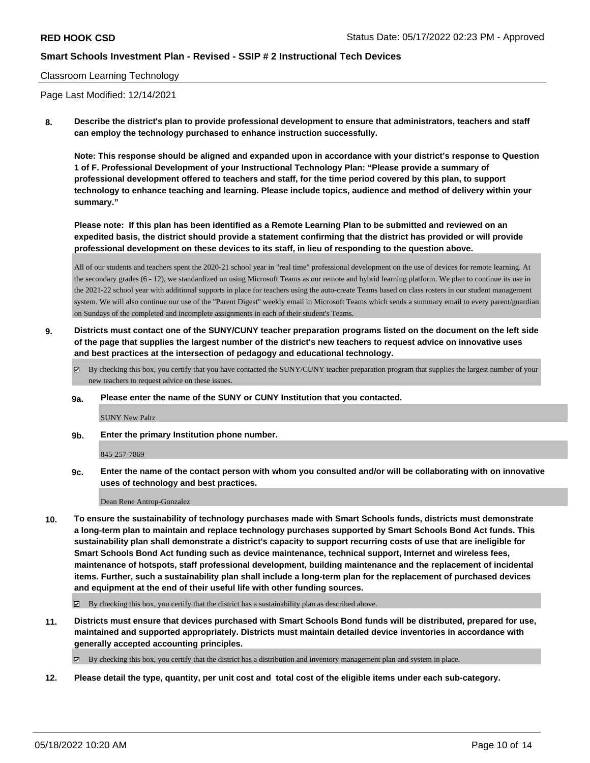Classroom Learning Technology

Page Last Modified: 12/14/2021

**8. Describe the district's plan to provide professional development to ensure that administrators, teachers and staff can employ the technology purchased to enhance instruction successfully.**

**Note: This response should be aligned and expanded upon in accordance with your district's response to Question 1 of F. Professional Development of your Instructional Technology Plan: "Please provide a summary of professional development offered to teachers and staff, for the time period covered by this plan, to support technology to enhance teaching and learning. Please include topics, audience and method of delivery within your summary."**

**Please note: If this plan has been identified as a Remote Learning Plan to be submitted and reviewed on an expedited basis, the district should provide a statement confirming that the district has provided or will provide professional development on these devices to its staff, in lieu of responding to the question above.**

All of our students and teachers spent the 2020-21 school year in "real time" professional development on the use of devices for remote learning. At the secondary grades (6 - 12), we standardized on using Microsoft Teams as our remote and hybrid learning platform. We plan to continue its use in the 2021-22 school year with additional supports in place for teachers using the auto-create Teams based on class rosters in our student management system. We will also continue our use of the "Parent Digest" weekly email in Microsoft Teams which sends a summary email to every parent/guardian on Sundays of the completed and incomplete assignments in each of their student's Teams.

**9. Districts must contact one of the SUNY/CUNY teacher preparation programs listed on the document on the left side of the page that supplies the largest number of the district's new teachers to request advice on innovative uses and best practices at the intersection of pedagogy and educational technology.**

☑ By checking this box, you certify that you have contacted the SUNY/CUNY teacher preparation program that supplies the largest number of your new teachers to request advice on these issues.

**9a. Please enter the name of the SUNY or CUNY Institution that you contacted.**

SUNY New Paltz

**9b. Enter the primary Institution phone number.**

845-257-7869

**9c. Enter the name of the contact person with whom you consulted and/or will be collaborating with on innovative uses of technology and best practices.**

Dean Rene Antrop-Gonzalez

**10. To ensure the sustainability of technology purchases made with Smart Schools funds, districts must demonstrate a long-term plan to maintain and replace technology purchases supported by Smart Schools Bond Act funds. This sustainability plan shall demonstrate a district's capacity to support recurring costs of use that are ineligible for Smart Schools Bond Act funding such as device maintenance, technical support, Internet and wireless fees, maintenance of hotspots, staff professional development, building maintenance and the replacement of incidental items. Further, such a sustainability plan shall include a long-term plan for the replacement of purchased devices and equipment at the end of their useful life with other funding sources.**

☑ By checking this box, you certify that the district has a sustainability plan as described above.

**11. Districts must ensure that devices purchased with Smart Schools Bond funds will be distributed, prepared for use, maintained and supported appropriately. Districts must maintain detailed device inventories in accordance with generally accepted accounting principles.**

☑ By checking this box, you certify that the district has a distribution and inventory management plan and system in place.

**12. Please detail the type, quantity, per unit cost and total cost of the eligible items under each sub-category.**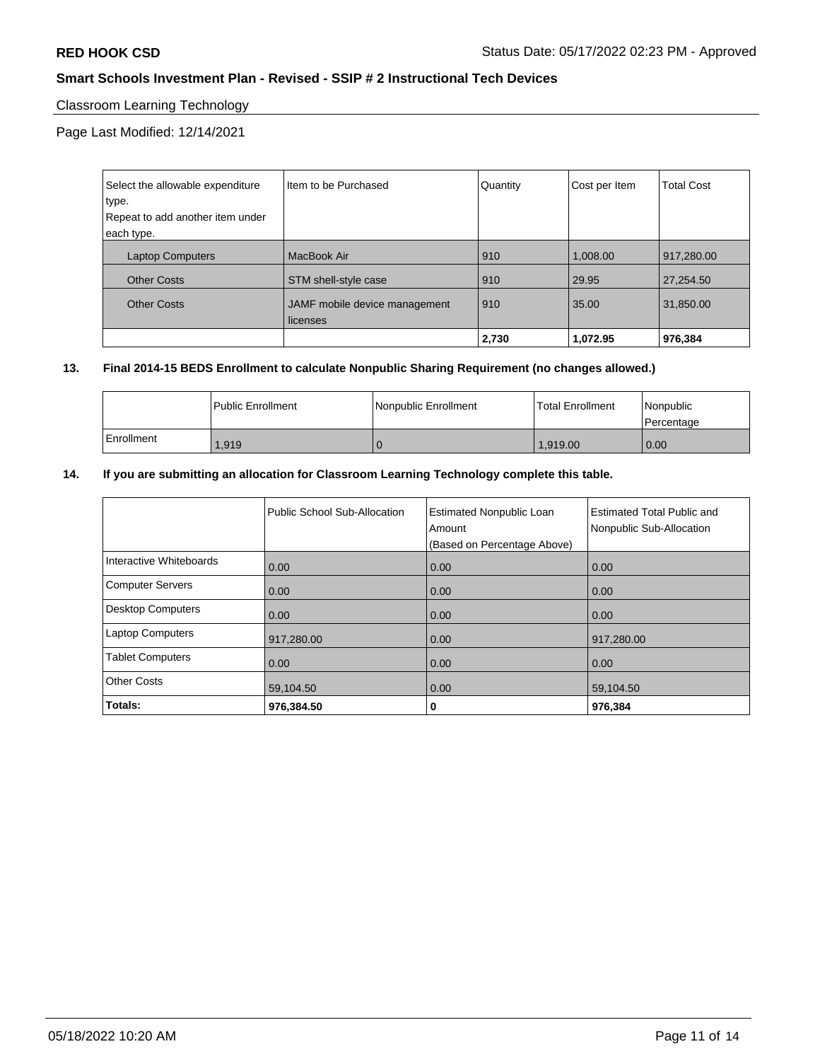**RED HOOK CSD** Status Date: 05/17/2022 02:23 PM - Approved

**Smart Schools Investment Plan - Revised - SSIP # 2 Instructional Tech Devices**

Classroom Learning Technology

Page Last Modified: 12/14/2021

| Select the allowable expenditure type. Repeat to add another item under each type. | Item to be Purchased | Quantity | Cost per Item | Total Cost |
|---|---|---|---|---|
| Laptop Computers | MacBook Air | 910 | 1,008.00 | 917,280.00 |
| Other Costs | STM shell-style case | 910 | 29.95 | 27,254.50 |
| Other Costs | JAMF mobile device management licenses | 910 | 35.00 | 31,850.00 |
| | | **2,730** | **1,072.95** | **976,384** |

**13. Final 2014-15 BEDS Enrollment to calculate Nonpublic Sharing Requirement (no changes allowed.)**

| | Public Enrollment | Nonpublic Enrollment | Total Enrollment | Nonpublic Percentage |
|---|---|---|---|---|
| Enrollment | 1,919 | 0 | 1,919.00 | 0.00 |

**14. If you are submitting an allocation for Classroom Learning Technology complete this table.**

| | Public School Sub-Allocation | Estimated Nonpublic Loan Amount (Based on Percentage Above) | Estimated Total Public and Nonpublic Sub-Allocation |
|---|---|---|---|
| Interactive Whiteboards | 0.00 | 0.00 | 0.00 |
| Computer Servers | 0.00 | 0.00 | 0.00 |
| Desktop Computers | 0.00 | 0.00 | 0.00 |
| Laptop Computers | 917,280.00 | 0.00 | 917,280.00 |
| Tablet Computers | 0.00 | 0.00 | 0.00 |
| Other Costs | 59,104.50 | 0.00 | 59,104.50 |
| **Totals:** | **976,384.50** | **0** | **976,384** |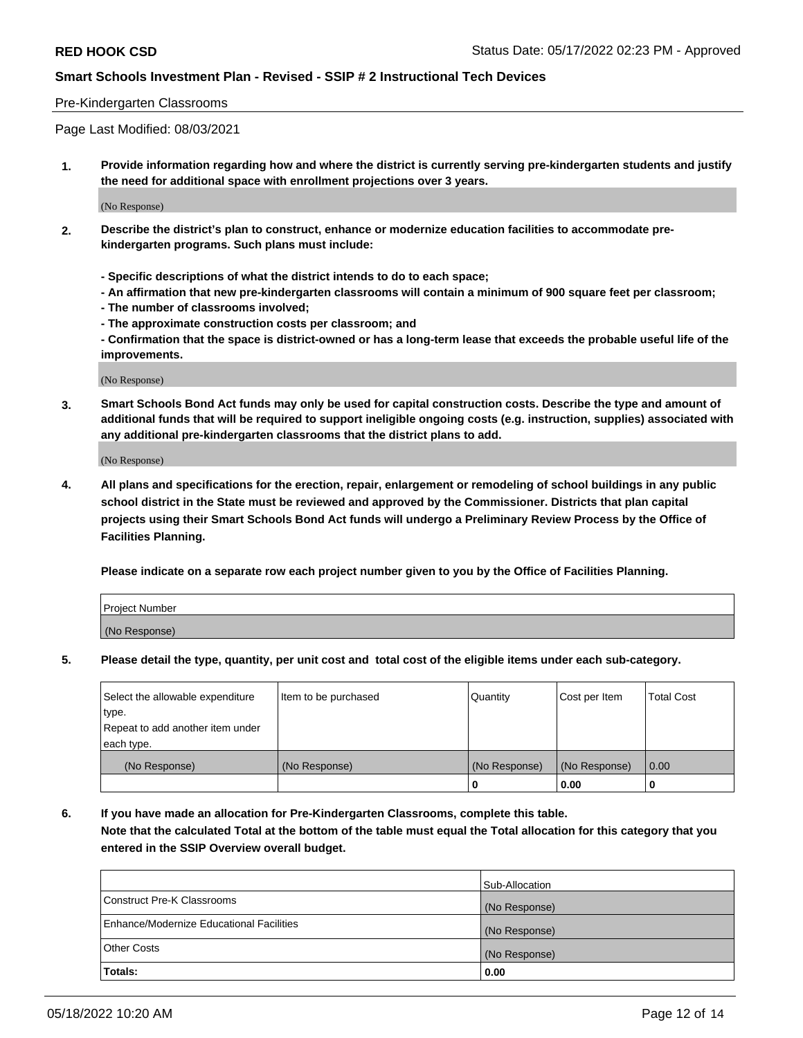Pre-Kindergarten Classrooms

Page Last Modified: 08/03/2021

**1. Provide information regarding how and where the district is currently serving pre-kindergarten students and justify the need for additional space with enrollment projections over 3 years.**

(No Response)

**2. Describe the district's plan to construct, enhance or modernize education facilities to accommodate pre-kindergarten programs. Such plans must include:**

**- Specific descriptions of what the district intends to do to each space;**
**- An affirmation that new pre-kindergarten classrooms will contain a minimum of 900 square feet per classroom;**
**- The number of classrooms involved;**
**- The approximate construction costs per classroom; and**
**- Confirmation that the space is district-owned or has a long-term lease that exceeds the probable useful life of the improvements.**

(No Response)

**3. Smart Schools Bond Act funds may only be used for capital construction costs. Describe the type and amount of additional funds that will be required to support ineligible ongoing costs (e.g. instruction, supplies) associated with any additional pre-kindergarten classrooms that the district plans to add.**

(No Response)

**4. All plans and specifications for the erection, repair, enlargement or remodeling of school buildings in any public school district in the State must be reviewed and approved by the Commissioner. Districts that plan capital projects using their Smart Schools Bond Act funds will undergo a Preliminary Review Process by the Office of Facilities Planning.**

**Please indicate on a separate row each project number given to you by the Office of Facilities Planning.**

| Project Number |
|---|
| (No Response) |

**5. Please detail the type, quantity, per unit cost and total cost of the eligible items under each sub-category.**

| Select the allowable expenditure type. Repeat to add another item under each type. | Item to be purchased | Quantity | Cost per Item | Total Cost |
|---|---|---|---|---|
| (No Response) | (No Response) | (No Response) | (No Response) | 0.00 |
| | | 0 | 0.00 | 0 |

**6. If you have made an allocation for Pre-Kindergarten Classrooms, complete this table. Note that the calculated Total at the bottom of the table must equal the Total allocation for this category that you entered in the SSIP Overview overall budget.**

| | Sub-Allocation |
|---|---|
| Construct Pre-K Classrooms | (No Response) |
| Enhance/Modernize Educational Facilities | (No Response) |
| Other Costs | (No Response) |
| **Totals:** | **0.00** |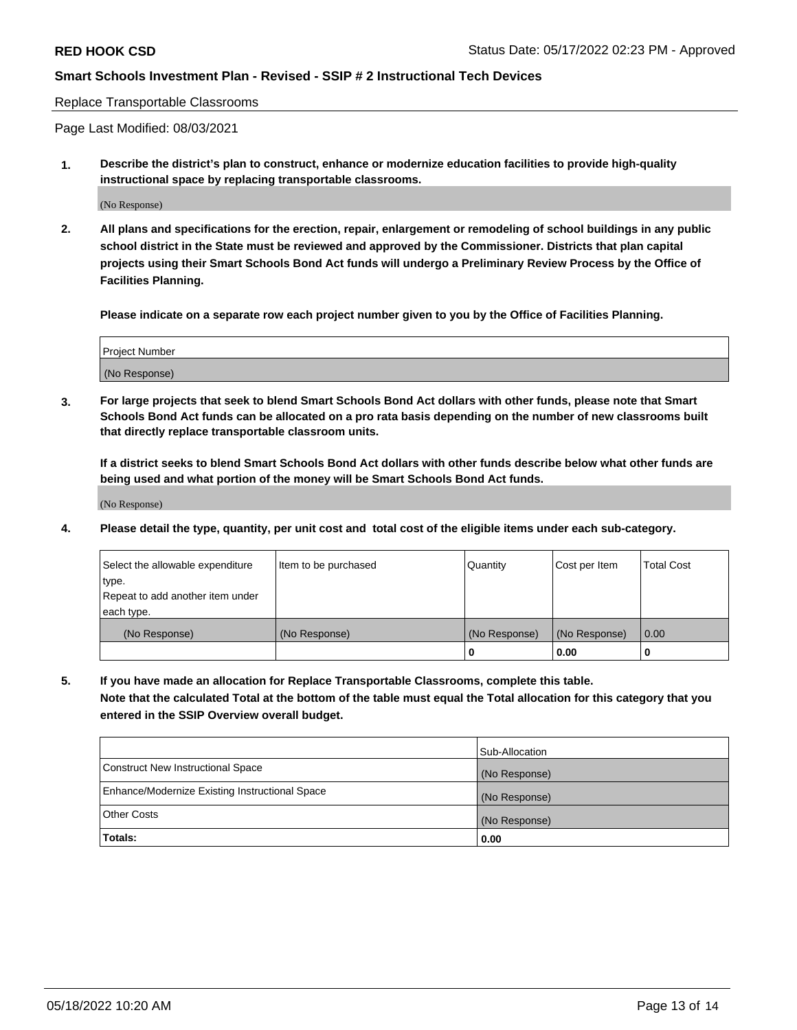Replace Transportable Classrooms

Page Last Modified: 08/03/2021

**1. Describe the district's plan to construct, enhance or modernize education facilities to provide high-quality instructional space by replacing transportable classrooms.**

(No Response)

**2. All plans and specifications for the erection, repair, enlargement or remodeling of school buildings in any public school district in the State must be reviewed and approved by the Commissioner. Districts that plan capital projects using their Smart Schools Bond Act funds will undergo a Preliminary Review Process by the Office of Facilities Planning.**

**Please indicate on a separate row each project number given to you by the Office of Facilities Planning.**

| Project Number |
| --- |
| (No Response) |

**3. For large projects that seek to blend Smart Schools Bond Act dollars with other funds, please note that Smart Schools Bond Act funds can be allocated on a pro rata basis depending on the number of new classrooms built that directly replace transportable classroom units.**

**If a district seeks to blend Smart Schools Bond Act dollars with other funds describe below what other funds are being used and what portion of the money will be Smart Schools Bond Act funds.**

(No Response)

**4. Please detail the type, quantity, per unit cost and total cost of the eligible items under each sub-category.**

| Select the allowable expenditure type. Repeat to add another item under each type. | Item to be purchased | Quantity | Cost per Item | Total Cost |
| --- | --- | --- | --- | --- |
| (No Response) | (No Response) | (No Response) | (No Response) | 0.00 |
| | | **0** | **0.00** | **0** |

**5. If you have made an allocation for Replace Transportable Classrooms, complete this table. Note that the calculated Total at the bottom of the table must equal the Total allocation for this category that you entered in the SSIP Overview overall budget.**

| | Sub-Allocation |
| --- | --- |
| Construct New Instructional Space | (No Response) |
| Enhance/Modernize Existing Instructional Space | (No Response) |
| Other Costs | (No Response) |
| **Totals:** | **0.00** |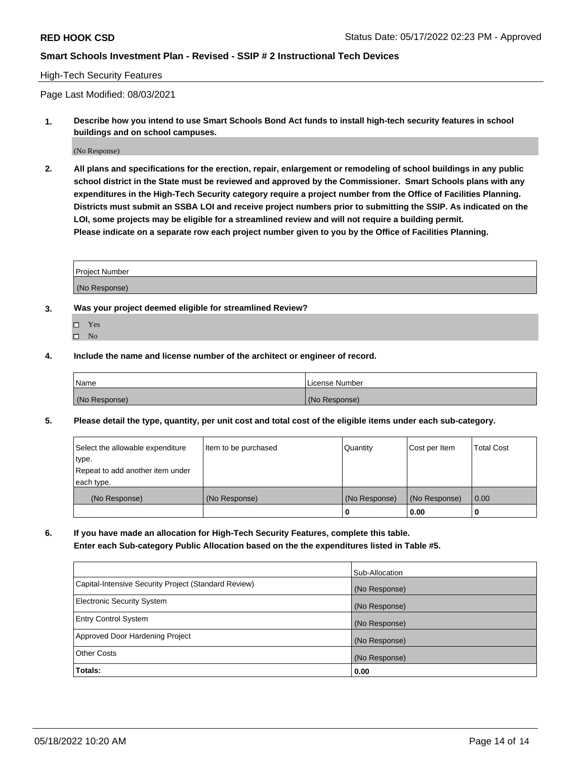**RED HOOK CSD** Status Date: 05/17/2022 02:23 PM - Approved

**Smart Schools Investment Plan - Revised - SSIP # 2 Instructional Tech Devices**

High-Tech Security Features

Page Last Modified: 08/03/2021

**1. Describe how you intend to use Smart Schools Bond Act funds to install high-tech security features in school buildings and on school campuses.**

(No Response)

**2. All plans and specifications for the erection, repair, enlargement or remodeling of school buildings in any public school district in the State must be reviewed and approved by the Commissioner. Smart Schools plans with any expenditures in the High-Tech Security category require a project number from the Office of Facilities Planning. Districts must submit an SSBA LOI and receive project numbers prior to submitting the SSIP. As indicated on the LOI, some projects may be eligible for a streamlined review and will not require a building permit.**
**Please indicate on a separate row each project number given to you by the Office of Facilities Planning.**

| Project Number |
|---|
| (No Response) |

**3. Was your project deemed eligible for streamlined Review?**

- ☐ Yes
- ☐ No

**4. Include the name and license number of the architect or engineer of record.**

| Name | License Number |
|---|---|
| (No Response) | (No Response) |

**5. Please detail the type, quantity, per unit cost and total cost of the eligible items under each sub-category.**

| Select the allowable expenditure type. Repeat to add another item under each type. | Item to be purchased | Quantity | Cost per Item | Total Cost |
|---|---|---|---|---|
| (No Response) | (No Response) | (No Response) | (No Response) | 0.00 |
| | | 0 | 0.00 | 0 |

**6. If you have made an allocation for High-Tech Security Features, complete this table.**
**Enter each Sub-category Public Allocation based on the the expenditures listed in Table #5.**

| | Sub-Allocation |
|---|---|
| Capital-Intensive Security Project (Standard Review) | (No Response) |
| Electronic Security System | (No Response) |
| Entry Control System | (No Response) |
| Approved Door Hardening Project | (No Response) |
| Other Costs | (No Response) |
| **Totals:** | **0.00** |

05/18/2022 10:20 AM